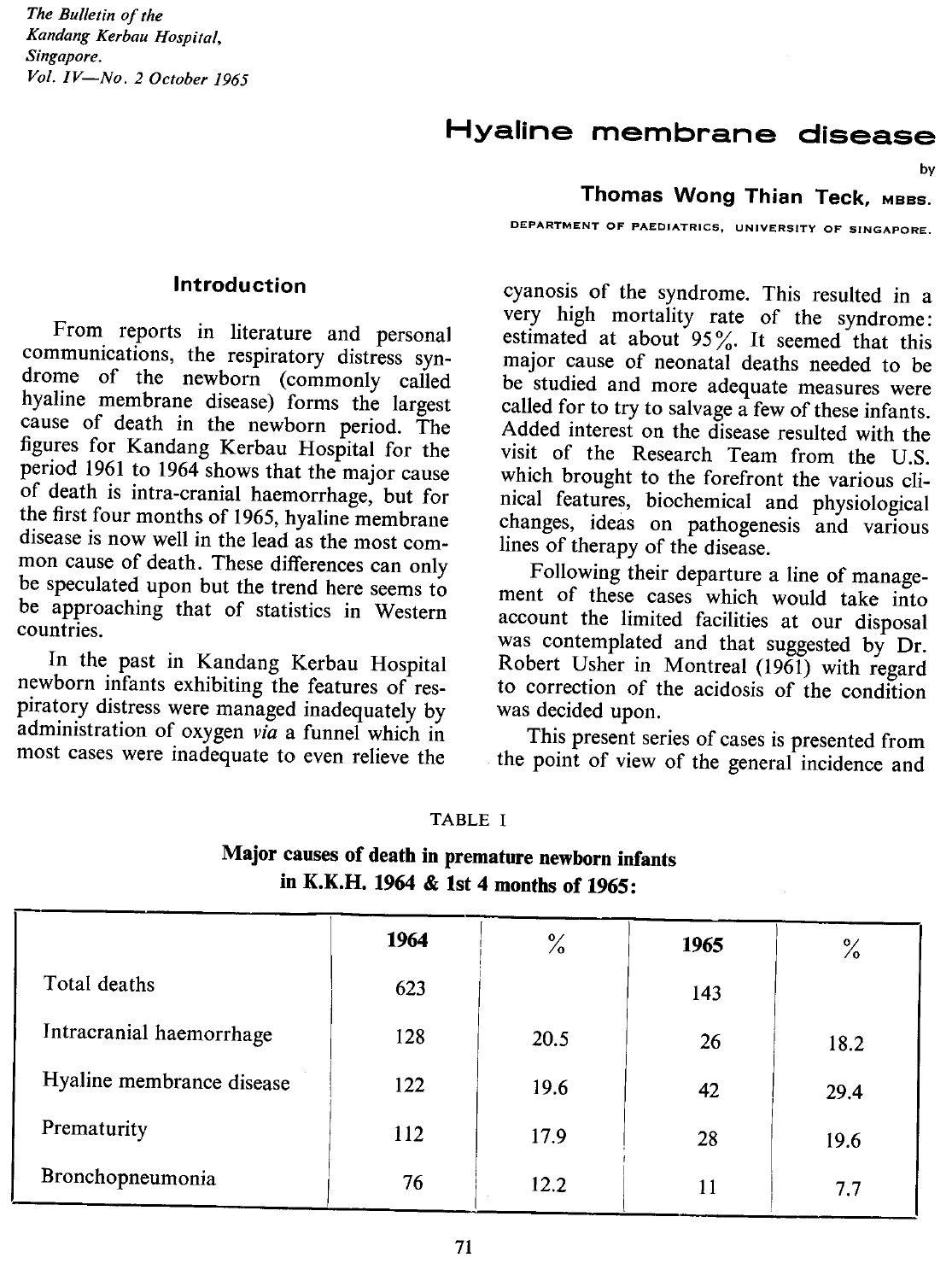The Bulletin of the
Kandang Kerbau Hospital,
Singapore.
Vol. IV—No. 2 October 1965

# Hyaline membrane disease

by

**Thomas Wong Thian Teck, MBBS.**

DEPARTMENT OF PAEDIATRICS, UNIVERSITY OF SINGAPORE.

## Introduction

From reports in literature and personal communications, the respiratory distress syndrome of the newborn (commonly called hyaline membrane disease) forms the largest cause of death in the newborn period. The figures for Kandang Kerbau Hospital for the period 1961 to 1964 shows that the major cause of death is intra-cranial haemorrhage, but for the first four months of 1965, hyaline membrane disease is now well in the lead as the most common cause of death. These differences can only be speculated upon but the trend here seems to be approaching that of statistics in Western countries.

In the past in Kandang Kerbau Hospital newborn infants exhibiting the features of respiratory distress were managed inadequately by administration of oxygen *via* a funnel which in most cases were inadequate to even relieve the cyanosis of the syndrome. This resulted in a very high mortality rate of the syndrome: estimated at about 95%. It seemed that this major cause of neonatal deaths needed to be studied and more adequate measures were called for to try to salvage a few of these infants. Added interest on the disease resulted with the visit of the Research Team from the U.S. which brought to the forefront the various clinical features, biochemical and physiological changes, ideas on pathogenesis and various lines of therapy of the disease.

Following their departure a line of management of these cases which would take into account the limited facilities at our disposal was contemplated and that suggested by Dr. Robert Usher in Montreal (1961) with regard to correction of the acidosis of the condition was decided upon.

This present series of cases is presented from the point of view of the general incidence and

TABLE I

**Major causes of death in premature newborn infants in K.K.H. 1964 & 1st 4 months of 1965:**

| | 1964 | % | 1965 | % |
|---|---|---|---|---|
| Total deaths | 623 | | 143 | |
| Intracranial haemorrhage | 128 | 20.5 | 26 | 18.2 |
| Hyaline membrance disease | 122 | 19.6 | 42 | 29.4 |
| Prematurity | 112 | 17.9 | 28 | 19.6 |
| Bronchopneumonia | 76 | 12.2 | 11 | 7.7 |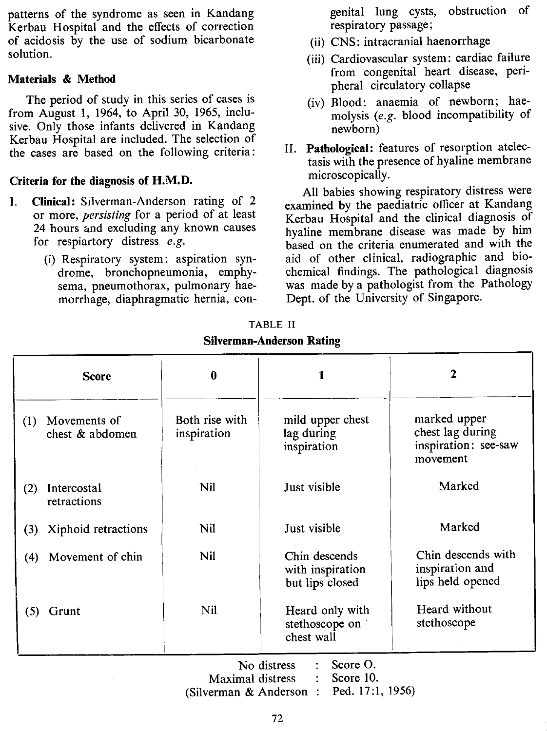patterns of the syndrome as seen in Kandang Kerbau Hospital and the effects of correction of acidosis by the use of sodium bicarbonate solution.

## Materials & Method

The period of study in this series of cases is from August 1, 1964, to April 30, 1965, inclusive. Only those infants delivered in Kandang Kerbau Hospital are included. The selection of the cases are based on the following criteria:

### Criteria for the diagnosis of H.M.D.

I. **Clinical:** Silverman-Anderson rating of 2 or more, *persisting* for a period of at least 24 hours and excluding any known causes for respiartory distress *e.g.*

   (i) Respiratory system: aspiration syndrome, bronchopneumonia, emphysema, pneumothorax, pulmonary haemorrhage, diaphragmatic hernia, congenital lung cysts, obstruction of respiratory passage;

   (ii) CNS: intracranial haenorrhage

   (iii) Cardiovascular system: cardiac failure from congenital heart disease, peripheral circulatory collapse

   (iv) Blood: anaemia of newborn; haemolysis (*e.g.* blood incompatibility of newborn)

II. **Pathological:** features of resorption atelectasis with the presence of hyaline membrane microscopically.

All babies showing respiratory distress were examined by the paediatric officer at Kandang Kerbau Hospital and the clinical diagnosis of hyaline membrane disease was made by him based on the criteria enumerated and with the aid of other clinical, radiographic and biochemical findings. The pathological diagnosis was made by a pathologist from the Pathology Dept. of the University of Singapore.

TABLE II

**Silverman-Anderson Rating**

| Score | 0 | 1 | 2 |
|---|---|---|---|
| (1) Movements of chest & abdomen | Both rise with inspiration | mild upper chest lag during inspiration | marked upper chest lag during inspiration: see-saw movement |
| (2) Intercostal retractions | Nil | Just visible | Marked |
| (3) Xiphoid retractions | Nil | Just visible | Marked |
| (4) Movement of chin | Nil | Chin descends with inspiration but lips closed | Chin descends with inspiration and lips held opened |
| (5) Grunt | Nil | Heard only with stethoscope on chest wall | Heard without stethoscope |

No distress : Score O.
Maximal distress : Score 10.
(Silverman & Anderson : Ped. 17:1, 1956)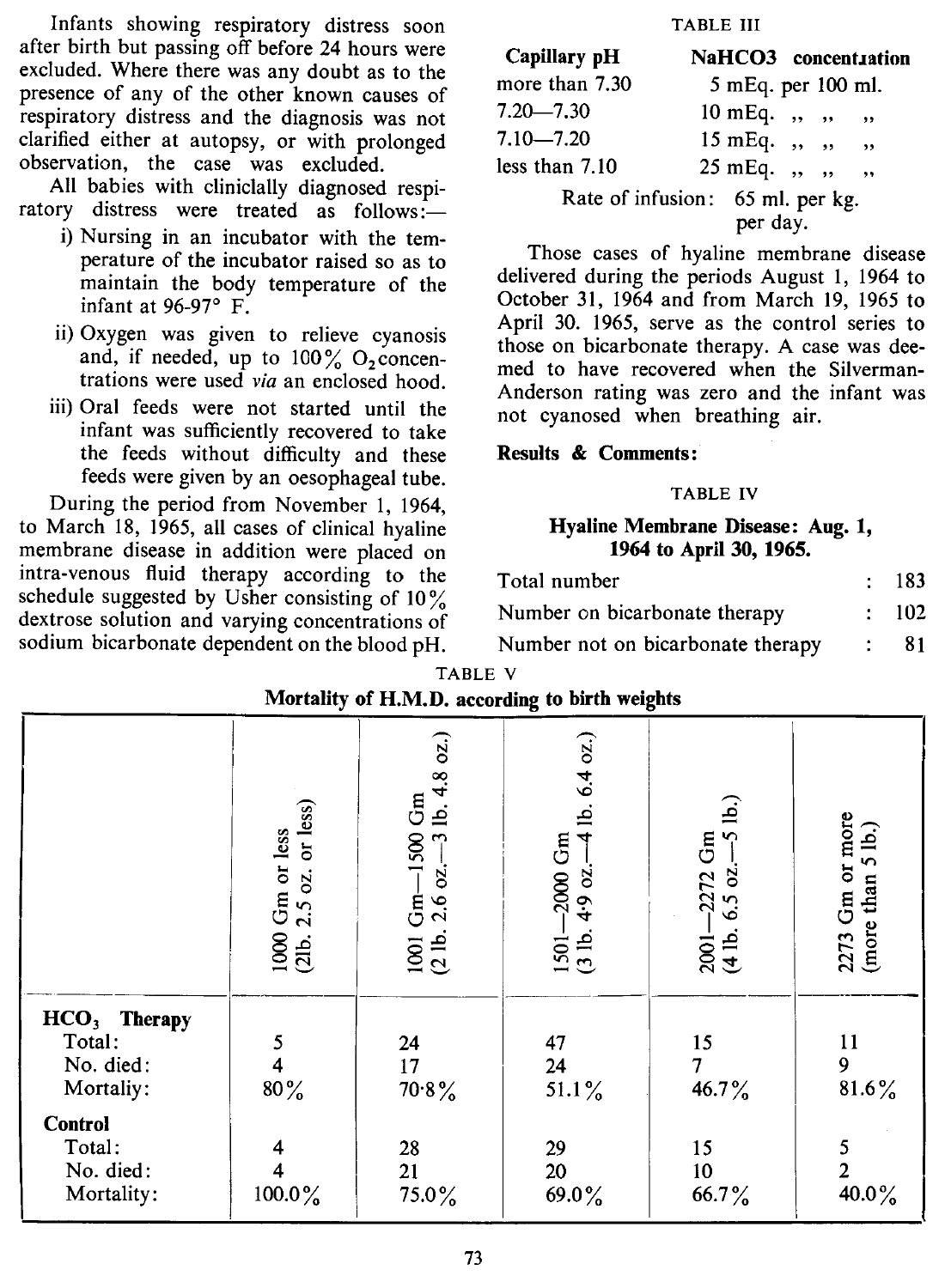Infants showing respiratory distress soon after birth but passing off before 24 hours were excluded. Where there was any doubt as to the presence of any of the other known causes of respiratory distress and the diagnosis was not clarified either at autopsy, or with prolonged observation, the case was excluded.

All babies with cliniclally diagnosed respiratory distress were treated as follows:—

i) Nursing in an incubator with the temperature of the incubator raised so as to maintain the body temperature of the infant at 96-97° F.

ii) Oxygen was given to relieve cyanosis and, if needed, up to 100% $O_2$ concentrations were used *via* an enclosed hood.

iii) Oral feeds were not started until the infant was sufficiently recovered to take the feeds without difficulty and these feeds were given by an oesophageal tube.

During the period from November 1, 1964, to March 18, 1965, all cases of clinical hyaline membrane disease in addition were placed on intra-venous fluid therapy according to the schedule suggested by Usher consisting of 10% dextrose solution and varying concentrations of sodium bicarbonate dependent on the blood pH.

TABLE III

| Capillary pH | NaHCO3 concentıation |
|---|---|
| more than 7.30 | 5 mEq. per 100 ml. |
| 7.20—7.30 | 10 mEq. ,, ,, ,, |
| 7.10—7.20 | 15 mEq. ,, ,, ,, |
| less than 7.10 | 25 mEq. ,, ,, ,, |

Rate of infusion: 65 ml. per kg. per day.

Those cases of hyaline membrane disease delivered during the periods August 1, 1964 to October 31, 1964 and from March 19, 1965 to April 30. 1965, serve as the control series to those on bicarbonate therapy. A case was deemed to have recovered when the Silverman-Anderson rating was zero and the infant was not cyanosed when breathing air.

**Results & Comments:**

TABLE IV

**Hyaline Membrane Disease: Aug. 1, 1964 to April 30, 1965.**

| | | |
|---|---|---|
| Total number | : | 183 |
| Number on bicarbonate therapy | : | 102 |
| Number not on bicarbonate therapy | : | 81 |

TABLE V

**Mortality of H.M.D. according to birth weights**

| | 1000 Gm or less (2lb. 2.5 oz. or less) | 1001 Gm—1500 Gm (2 lb. 2.6 oz.—3 lb. 4.8 oz.) | 1501—2000 Gm (3 lb. 4·9 oz.—4 lb. 6.4 oz.) | 2001—2272 Gm (4 lb. 6.5 oz.—5 lb.) | 2273 Gm or more (more than 5 lb.) |
|---|---|---|---|---|---|
| **$HCO_3$ Therapy** | | | | | |
| Total: | 5 | 24 | 47 | 15 | 11 |
| No. died: | 4 | 17 | 24 | 7 | 9 |
| Mortaliy: | 80% | 70·8% | 51.1% | 46.7% | 81.6% |
| **Control** | | | | | |
| Total: | 4 | 28 | 29 | 15 | 5 |
| No. died: | 4 | 21 | 20 | 10 | 2 |
| Mortality: | 100.0% | 75.0% | 69.0% | 66.7% | 40.0% |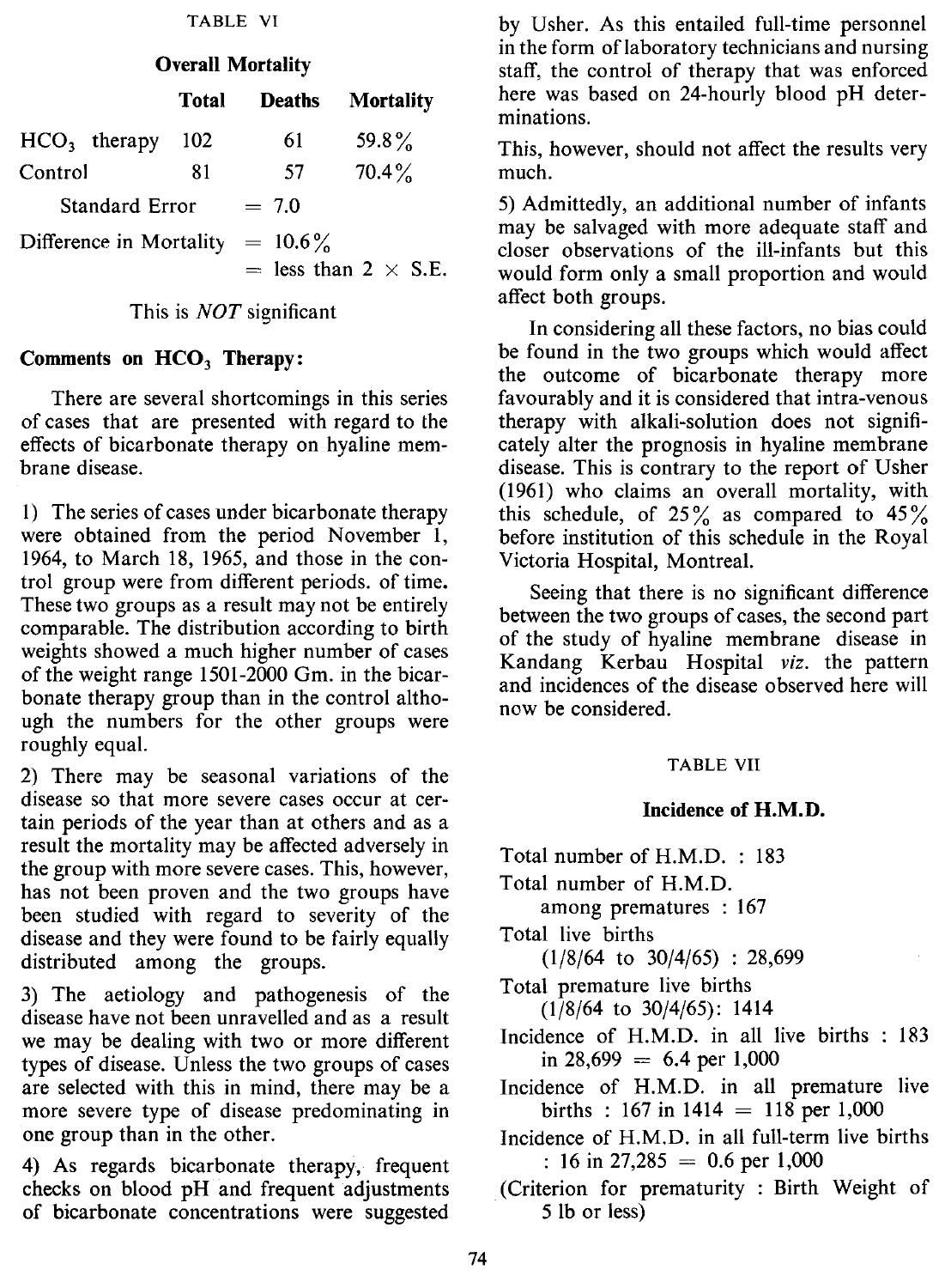TABLE VI

**Overall Mortality**

| | Total | Deaths | Mortality |
|---|---|---|---|
| $HCO_3$ therapy | 102 | 61 | 59.8% |
| Control | 81 | 57 | 70.4% |

Standard Error = 7.0

Difference in Mortality = 10.6%
= less than 2 × S.E.

This is *NOT* significant

**Comments on $HCO_3$ Therapy:**

There are several shortcomings in this series of cases that are presented with regard to the effects of bicarbonate therapy on hyaline membrane disease.

1) The series of cases under bicarbonate therapy were obtained from the period November 1, 1964, to March 18, 1965, and those in the control group were from different periods. of time. These two groups as a result may not be entirely comparable. The distribution according to birth weights showed a much higher number of cases of the weight range 1501-2000 Gm. in the bicarbonate therapy group than in the control although the numbers for the other groups were roughly equal.

2) There may be seasonal variations of the disease so that more severe cases occur at certain periods of the year than at others and as a result the mortality may be affected adversely in the group with more severe cases. This, however, has not been proven and the two groups have been studied with regard to severity of the disease and they were found to be fairly equally distributed among the groups.

3) The aetiology and pathogenesis of the disease have not been unravelled and as a result we may be dealing with two or more different types of disease. Unless the two groups of cases are selected with this in mind, there may be a more severe type of disease predominating in one group than in the other.

4) As regards bicarbonate therapy, frequent checks on blood pH and frequent adjustments of bicarbonate concentrations were suggested by Usher. As this entailed full-time personnel in the form of laboratory technicians and nursing staff, the control of therapy that was enforced here was based on 24-hourly blood pH determinations.

This, however, should not affect the results very much.

5) Admittedly, an additional number of infants may be salvaged with more adequate staff and closer observations of the ill-infants but this would form only a small proportion and would affect both groups.

In considering all these factors, no bias could be found in the two groups which would affect the outcome of bicarbonate therapy more favourably and it is considered that intra-venous therapy with alkali-solution does not significately alter the prognosis in hyaline membrane disease. This is contrary to the report of Usher (1961) who claims an overall mortality, with this schedule, of 25% as compared to 45% before institution of this schedule in the Royal Victoria Hospital, Montreal.

Seeing that there is no significant difference between the two groups of cases, the second part of the study of hyaline membrane disease in Kandang Kerbau Hospital *viz.* the pattern and incidences of the disease observed here will now be considered.

TABLE VII

**Incidence of H.M.D.**

Total number of H.M.D. : 183

Total number of H.M.D. among prematures : 167

Total live births (1/8/64 to 30/4/65) : 28,699

Total premature live births (1/8/64 to 30/4/65): 1414

Incidence of H.M.D. in all live births : 183 in 28,699 = 6.4 per 1,000

Incidence of H.M.D. in all premature live births : 167 in 1414 = 118 per 1,000

Incidence of H.M.D. in all full-term live births : 16 in 27,285 = 0.6 per 1,000

(Criterion for prematurity : Birth Weight of 5 lb or less)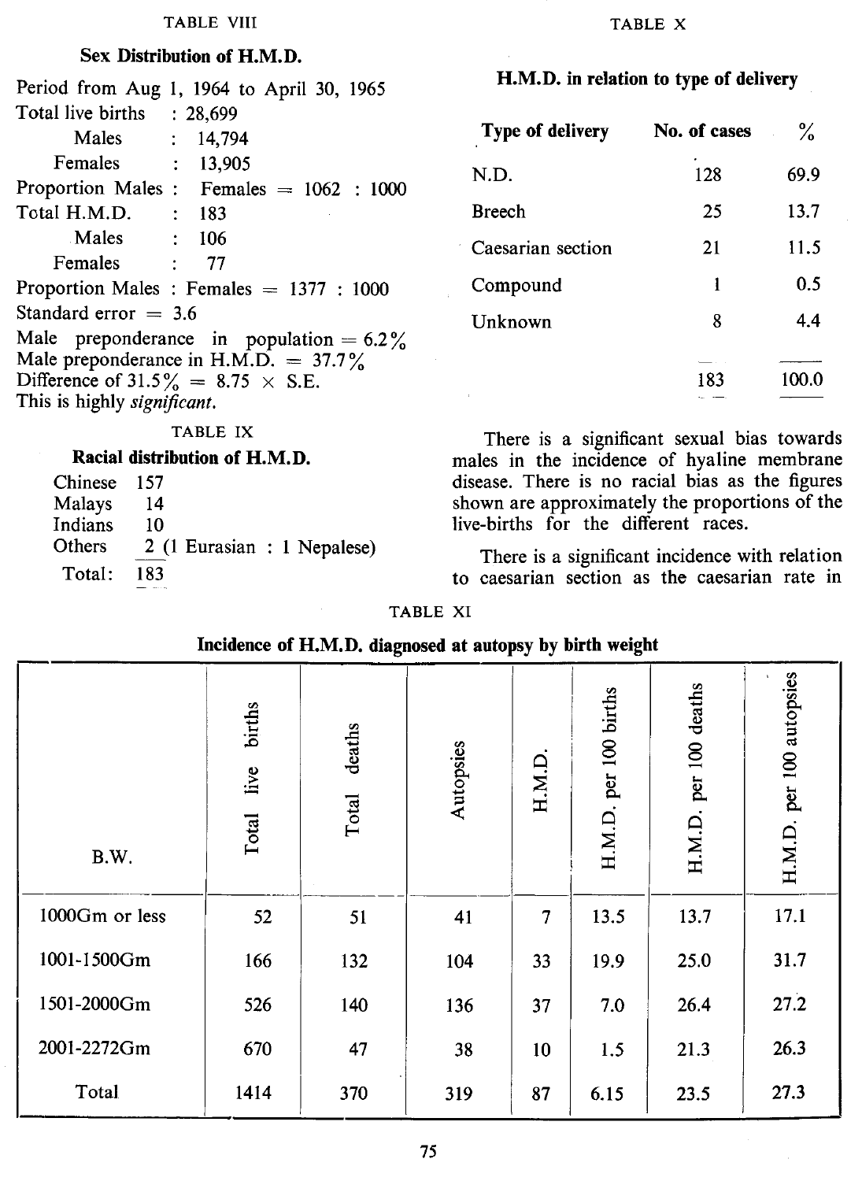TABLE VIII

**Sex Distribution of H.M.D.**

Period from Aug 1, 1964 to April 30, 1965

Total live births : 28,699

Males : 14,794

Females : 13,905

Proportion Males : Females = 1062 : 1000

Total H.M.D. : 183

Males : 106

Females : 77

Proportion Males : Females = 1377 : 1000

Standard error = 3.6

Male preponderance in population = 6.2%

Male preponderance in H.M.D. = 37.7%

Difference of 31.5% = 8.75 × S.E.

This is highly *significant*.

TABLE IX

**Racial distribution of H.M.D.**

| | |
|---|---|
| Chinese | 157 |
| Malays | 14 |
| Indians | 10 |
| Others | 2 (1 Eurasian : 1 Nepalese) |
| Total: | 183 |

TABLE X

**H.M.D. in relation to type of delivery**

| Type of delivery | No. of cases | % |
|---|---|---|
| N.D. | 128 | 69.9 |
| Breech | 25 | 13.7 |
| Caesarian section | 21 | 11.5 |
| Compound | 1 | 0.5 |
| Unknown | 8 | 4.4 |
| | 183 | 100.0 |

There is a significant sexual bias towards males in the incidence of hyaline membrane disease. There is no racial bias as the figures shown are approximately the proportions of the live-births for the different races.

There is a significant incidence with relation to caesarian section as the caesarian rate in

TABLE XI

**Incidence of H.M.D. diagnosed at autopsy by birth weight**

| B.W. | Total live births | Total deaths | Autopsies | H.M.D. | H.M.D. per 100 births | H.M.D. per 100 deaths | H.M.D. per 100 autopsies |
|---|---|---|---|---|---|---|---|
| 1000Gm or less | 52 | 51 | 41 | 7 | 13.5 | 13.7 | 17.1 |
| 1001-1500Gm | 166 | 132 | 104 | 33 | 19.9 | 25.0 | 31.7 |
| 1501-2000Gm | 526 | 140 | 136 | 37 | 7.0 | 26.4 | 27.2 |
| 2001-2272Gm | 670 | 47 | 38 | 10 | 1.5 | 21.3 | 26.3 |
| Total | 1414 | 370 | 319 | 87 | 6.15 | 23.5 | 27.3 |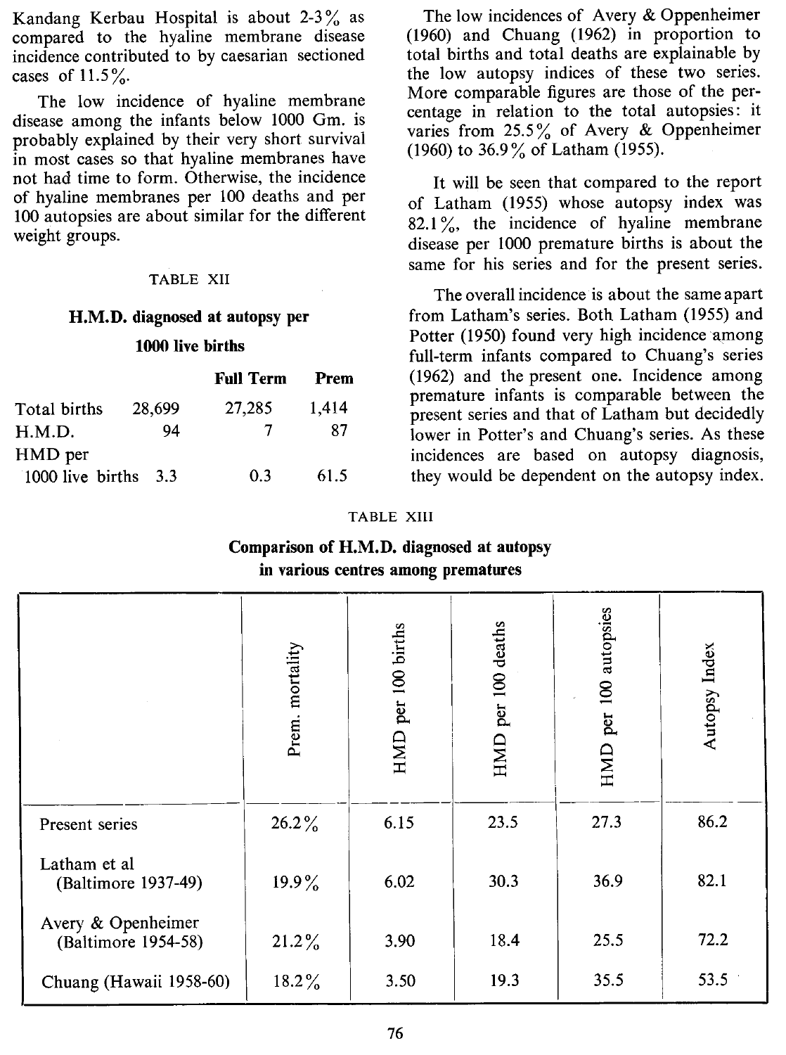Kandang Kerbau Hospital is about 2-3% as compared to the hyaline membrane disease incidence contributed to by caesarian sectioned cases of 11.5%.

The low incidence of hyaline membrane disease among the infants below 1000 Gm. is probably explained by their very short survival in most cases so that hyaline membranes have not had time to form. Otherwise, the incidence of hyaline membranes per 100 deaths and per 100 autopsies are about similar for the different weight groups.

TABLE XII

**H.M.D. diagnosed at autopsy per 1000 live births**

| | | Full Term | Prem |
|---|---|---|---|
| Total births | 28,699 | 27,285 | 1,414 |
| H.M.D. | 94 | 7 | 87 |
| HMD per 1000 live births | 3.3 | 0.3 | 61.5 |

The low incidences of Avery & Oppenheimer (1960) and Chuang (1962) in proportion to total births and total deaths are explainable by the low autopsy indices of these two series. More comparable figures are those of the percentage in relation to the total autopsies: it varies from 25.5% of Avery & Oppenheimer (1960) to 36.9% of Latham (1955).

It will be seen that compared to the report of Latham (1955) whose autopsy index was 82.1%, the incidence of hyaline membrane disease per 1000 premature births is about the same for his series and for the present series.

The overall incidence is about the same apart from Latham's series. Both Latham (1955) and Potter (1950) found very high incidence among full-term infants compared to Chuang's series (1962) and the present one. Incidence among premature infants is comparable between the present series and that of Latham but decidedly lower in Potter's and Chuang's series. As these incidences are based on autopsy diagnosis, they would be dependent on the autopsy index.

TABLE XIII

**Comparison of H.M.D. diagnosed at autopsy in various centres among prematures**

| | Prem. mortality | HMD per 100 births | HMD per 100 deaths | HMD per 100 autopsies | Autopsy Index |
|---|---|---|---|---|---|
| Present series | 26.2% | 6.15 | 23.5 | 27.3 | 86.2 |
| Latham et al (Baltimore 1937-49) | 19.9% | 6.02 | 30.3 | 36.9 | 82.1 |
| Avery & Openheimer (Baltimore 1954-58) | 21.2% | 3.90 | 18.4 | 25.5 | 72.2 |
| Chuang (Hawaii 1958-60) | 18.2% | 3.50 | 19.3 | 35.5 | 53.5 |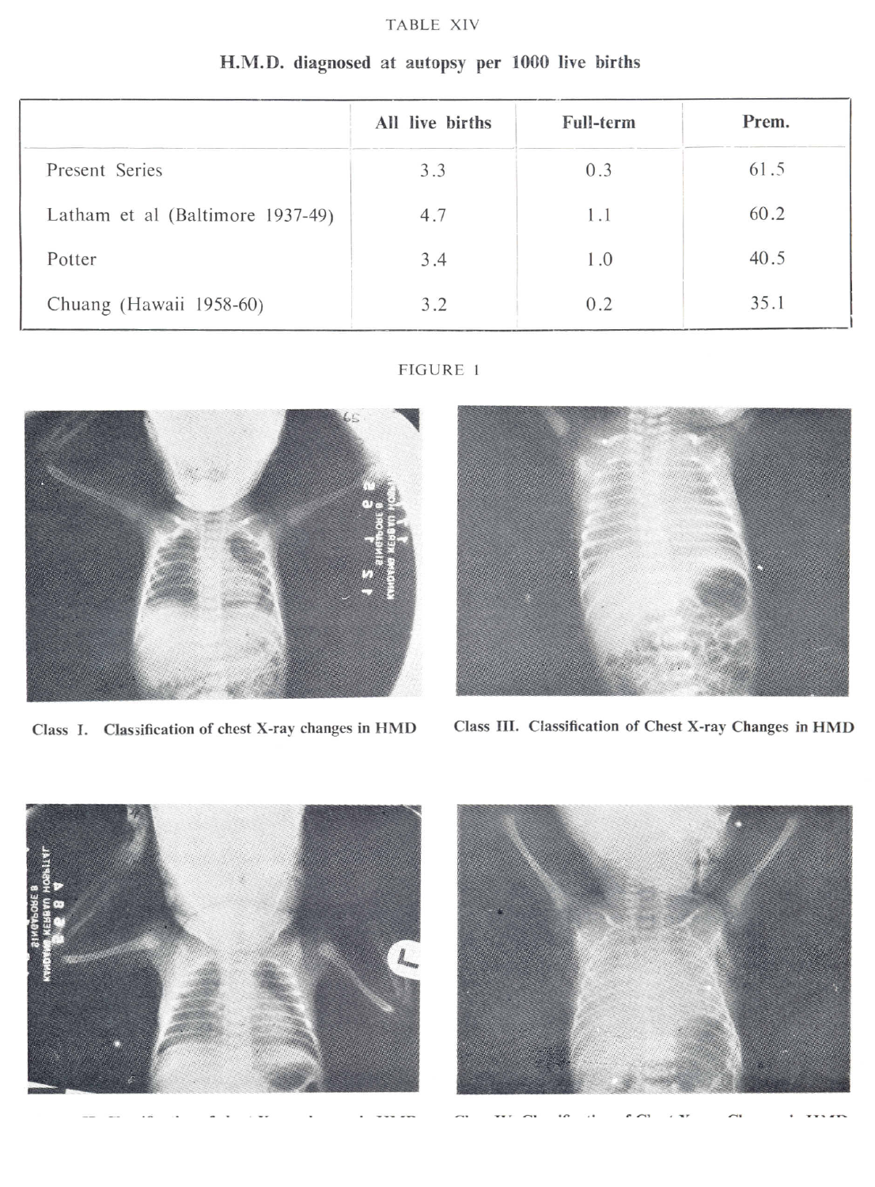TABLE XIV

**H.M.D. diagnosed at autopsy per 1000 live births**

| | All live births | Full-term | Prem. |
|---|---|---|---|
| Present Series | 3.3 | 0.3 | 61.5 |
| Latham et al (Baltimore 1937-49) | 4.7 | 1.1 | 60.2 |
| Potter | 3.4 | 1.0 | 40.5 |
| Chuang (Hawaii 1958-60) | 3.2 | 0.2 | 35.1 |

FIGURE 1

**Class I. Classification of chest X-ray changes in HMD**

**Class III. Classification of Chest X-ray Changes in HMD**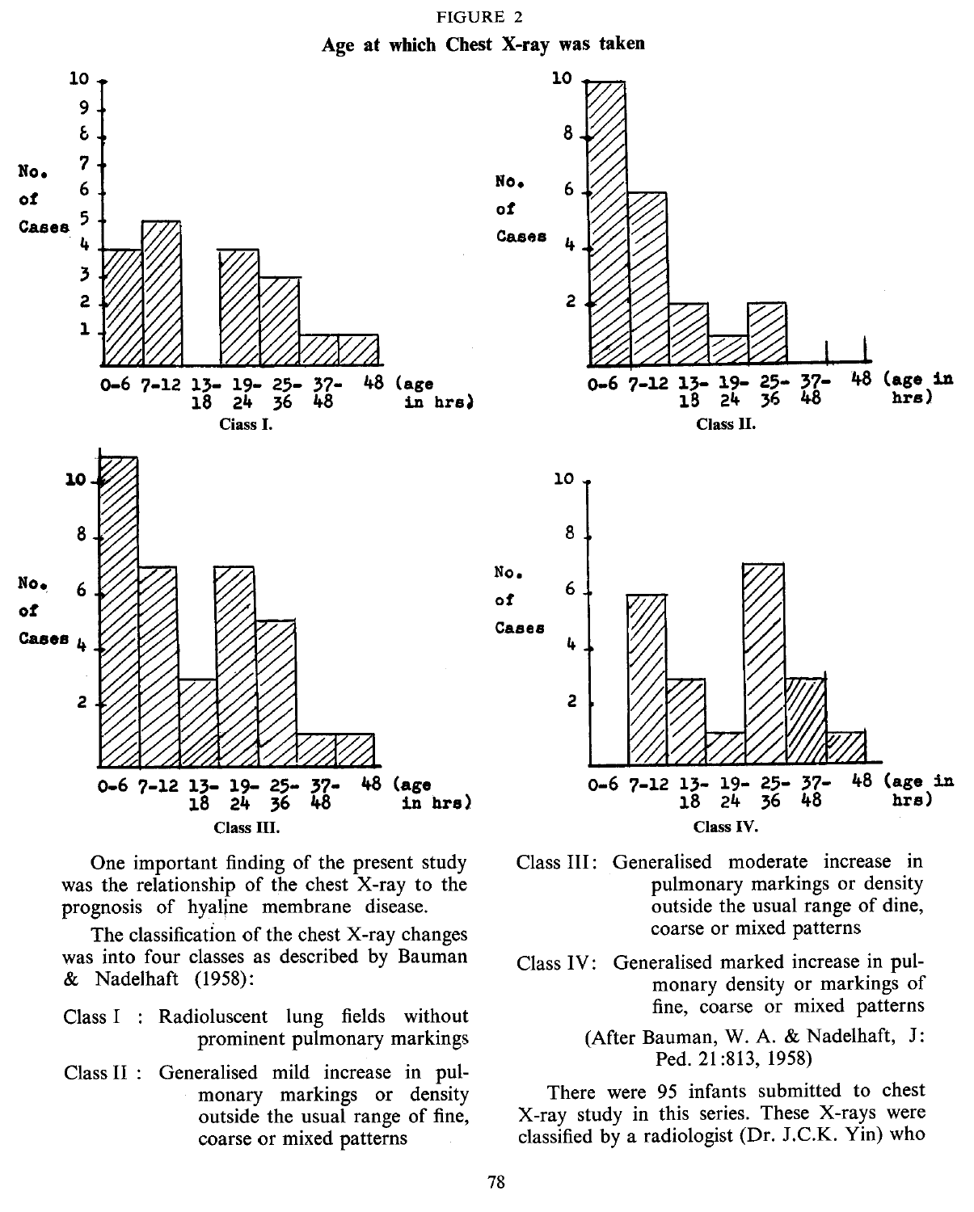FIGURE 2

**Age at which Chest X-ray was taken**

One important finding of the present study was the relationship of the chest X-ray to the prognosis of hyaline membrane disease.

The classification of the chest X-ray changes was into four classes as described by Bauman & Nadelhaft (1958):

Class I : Radioluscent lung fields without prominent pulmonary markings

Class II : Generalised mild increase in pulmonary markings or density outside the usual range of fine, coarse or mixed patterns

Class III: Generalised moderate increase in pulmonary markings or density outside the usual range of dine, coarse or mixed patterns

Class IV: Generalised marked increase in pulmonary density or markings of fine, coarse or mixed patterns

(After Bauman, W. A. & Nadelhaft, J: Ped. 21:813, 1958)

There were 95 infants submitted to chest X-ray study in this series. These X-rays were classified by a radiologist (Dr. J.C.K. Yin) who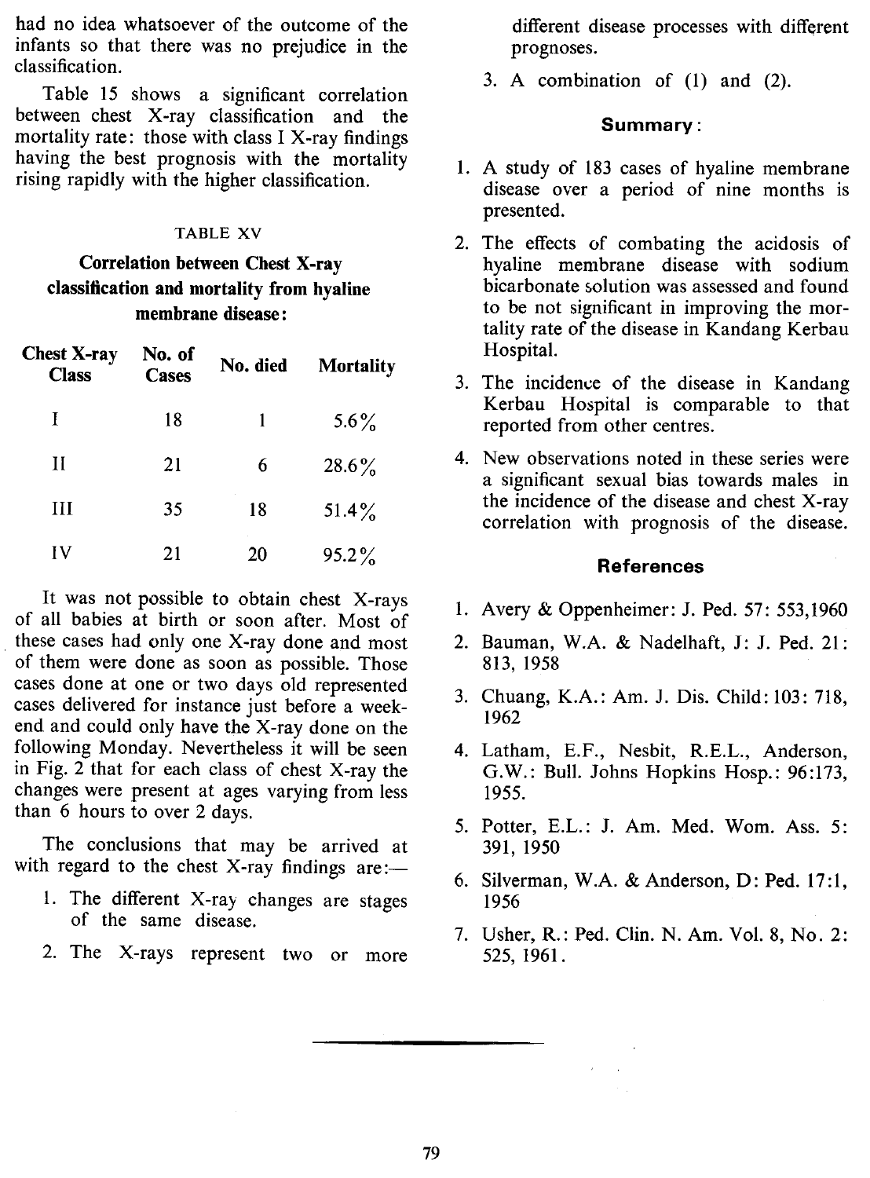had no idea whatsoever of the outcome of the infants so that there was no prejudice in the classification.

Table 15 shows a significant correlation between chest X-ray classification and the mortality rate: those with class I X-ray findings having the best prognosis with the mortality rising rapidly with the higher classification.

TABLE XV

**Correlation between Chest X-ray classification and mortality from hyaline membrane disease:**

| Chest X-ray Class | No. of Cases | No. died | Mortality |
|---|---|---|---|
| I | 18 | 1 | 5.6% |
| II | 21 | 6 | 28.6% |
| III | 35 | 18 | 51.4% |
| IV | 21 | 20 | 95.2% |

It was not possible to obtain chest X-rays of all babies at birth or soon after. Most of these cases had only one X-ray done and most of them were done as soon as possible. Those cases done at one or two days old represented cases delivered for instance just before a weekend and could only have the X-ray done on the following Monday. Nevertheless it will be seen in Fig. 2 that for each class of chest X-ray the changes were present at ages varying from less than 6 hours to over 2 days.

The conclusions that may be arrived at with regard to the chest X-ray findings are:—

1. The different X-ray changes are stages of the same disease.
2. The X-rays represent two or more different disease processes with different prognoses.
3. A combination of (1) and (2).

## Summary:

1. A study of 183 cases of hyaline membrane disease over a period of nine months is presented.
2. The effects of combating the acidosis of hyaline membrane disease with sodium bicarbonate solution was assessed and found to be not significant in improving the mortality rate of the disease in Kandang Kerbau Hospital.
3. The incidence of the disease in Kandang Kerbau Hospital is comparable to that reported from other centres.
4. New observations noted in these series were a significant sexual bias towards males in the incidence of the disease and chest X-ray correlation with prognosis of the disease.

## References

1. Avery & Oppenheimer: J. Ped. 57: 553,1960
2. Bauman, W.A. & Nadelhaft, J: J. Ped. 21: 813, 1958
3. Chuang, K.A.: Am. J. Dis. Child: 103: 718, 1962
4. Latham, E.F., Nesbit, R.E.L., Anderson, G.W.: Bull. Johns Hopkins Hosp.: 96:173, 1955.
5. Potter, E.L.: J. Am. Med. Wom. Ass. 5: 391, 1950
6. Silverman, W.A. & Anderson, D: Ped. 17:1, 1956
7. Usher, R.: Ped. Clin. N. Am. Vol. 8, No. 2: 525, 1961.